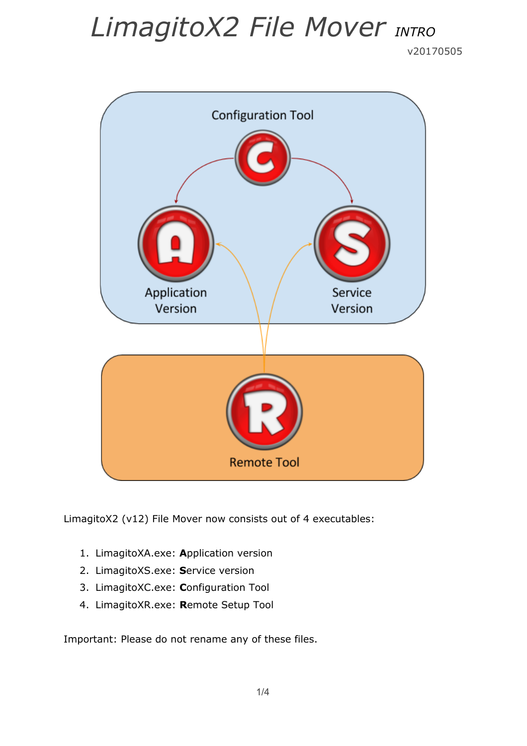# *LimagitoX2 File Mover* *INTRO*

v20170505

LimagitoX2 (v12) File Mover now consists out of 4 executables:

1. LimagitoXA.exe: **A**pplication version
2. LimagitoXS.exe: **S**ervice version
3. LimagitoXC.exe: **C**onfiguration Tool
4. LimagitoXR.exe: **R**emote Setup Tool

Important: Please do not rename any of these files.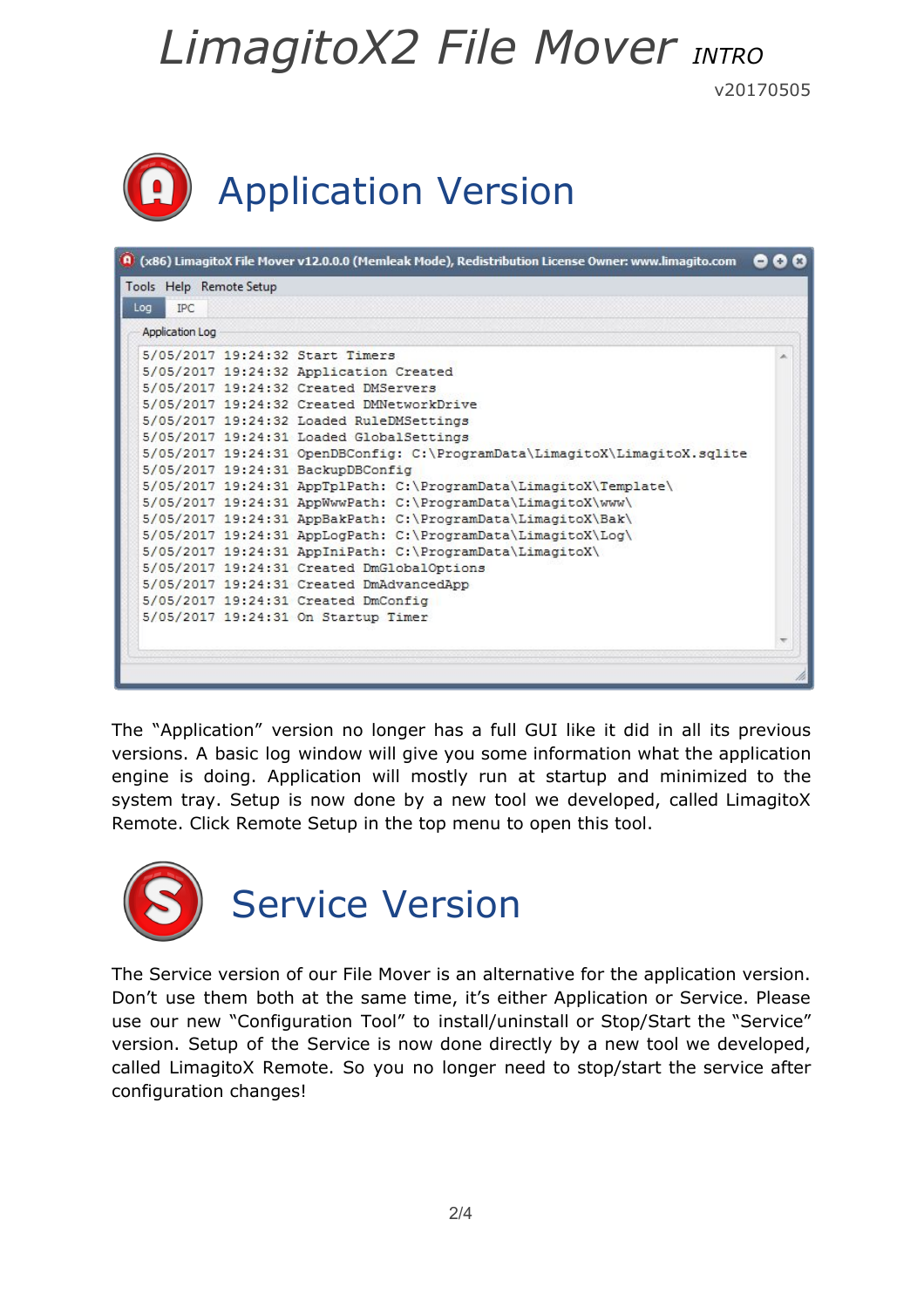# LimagitoX2 File Mover *INTRO*

v20170505

## Application Version

(x86) LimagitoX File Mover v12.0.0.0 (Memleak Mode), Redistribution License Owner: www.limagito.com

Tools Help Remote Setup

Log IPC

Application Log

```
5/05/2017 19:24:32 Start Timers
5/05/2017 19:24:32 Application Created
5/05/2017 19:24:32 Created DMServers
5/05/2017 19:24:32 Created DMNetworkDrive
5/05/2017 19:24:32 Loaded RuleDMSettings
5/05/2017 19:24:31 Loaded GlobalSettings
5/05/2017 19:24:31 OpenDBConfig: C:\ProgramData\LimagitoX\LimagitoX.sqlite
5/05/2017 19:24:31 BackupDBConfig
5/05/2017 19:24:31 AppTplPath: C:\ProgramData\LimagitoX\Template\
5/05/2017 19:24:31 AppWwwPath: C:\ProgramData\LimagitoX\www\
5/05/2017 19:24:31 AppBakPath: C:\ProgramData\LimagitoX\Bak\
5/05/2017 19:24:31 AppLogPath: C:\ProgramData\LimagitoX\Log\
5/05/2017 19:24:31 AppIniPath: C:\ProgramData\LimagitoX\
5/05/2017 19:24:31 Created DmGlobalOptions
5/05/2017 19:24:31 Created DmAdvancedApp
5/05/2017 19:24:31 Created DmConfig
5/05/2017 19:24:31 On Startup Timer
```

The "Application" version no longer has a full GUI like it did in all its previous versions. A basic log window will give you some information what the application engine is doing. Application will mostly run at startup and minimized to the system tray. Setup is now done by a new tool we developed, called LimagitoX Remote. Click Remote Setup in the top menu to open this tool.

## Service Version

The Service version of our File Mover is an alternative for the application version. Don't use them both at the same time, it's either Application or Service. Please use our new "Configuration Tool" to install/uninstall or Stop/Start the "Service" version. Setup of the Service is now done directly by a new tool we developed, called LimagitoX Remote. So you no longer need to stop/start the service after configuration changes!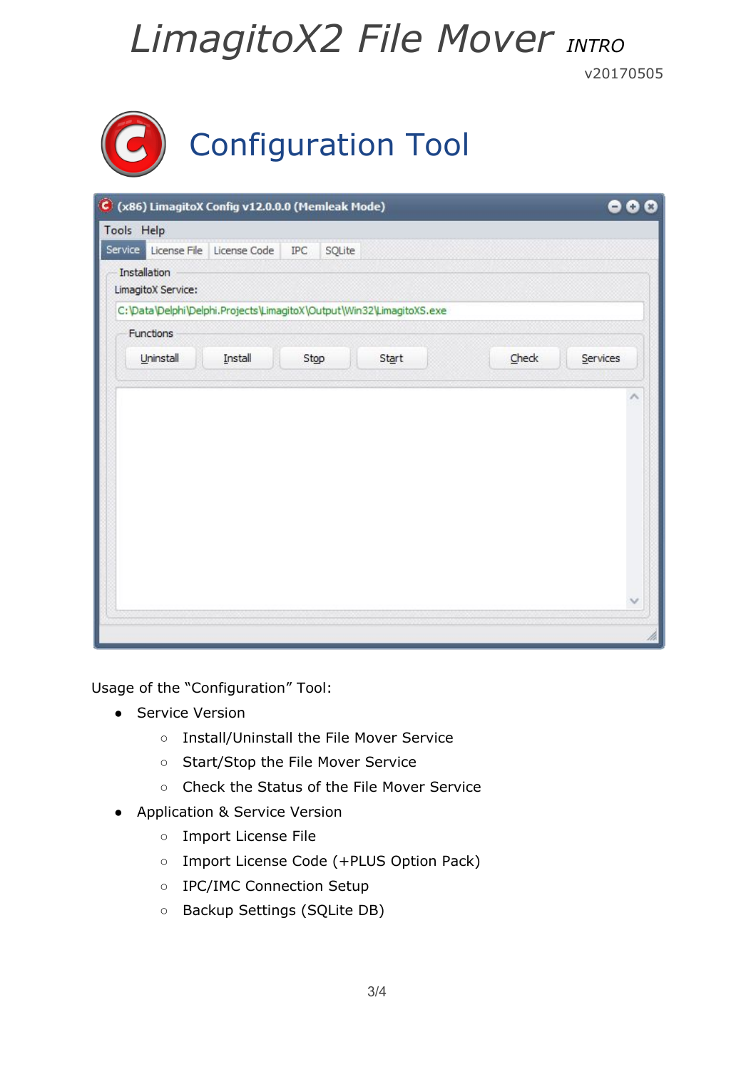# LimagitoX2 File Mover *INTRO*

v20170505

## Configuration Tool

Usage of the “Configuration” Tool:

- Service Version
    - Install/Uninstall the File Mover Service
    - Start/Stop the File Mover Service
    - Check the Status of the File Mover Service
- Application & Service Version
    - Import License File
    - Import License Code (+PLUS Option Pack)
    - IPC/IMC Connection Setup
    - Backup Settings (SQLite DB)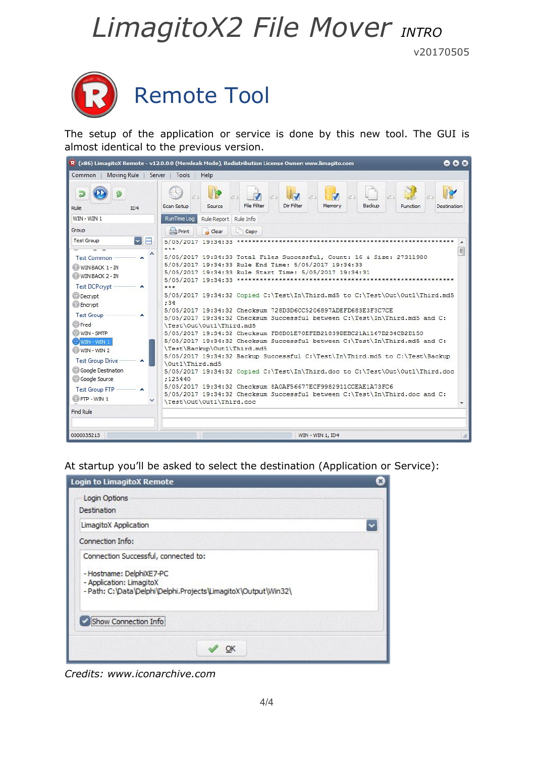# LimagitoX2 File Mover *INTRO*

v20170505

# Remote Tool

The setup of the application or service is done by this new tool. The GUI is almost identical to the previous version.

At startup you'll be asked to select the destination (Application or Service):

*Credits: www.iconarchive.com*